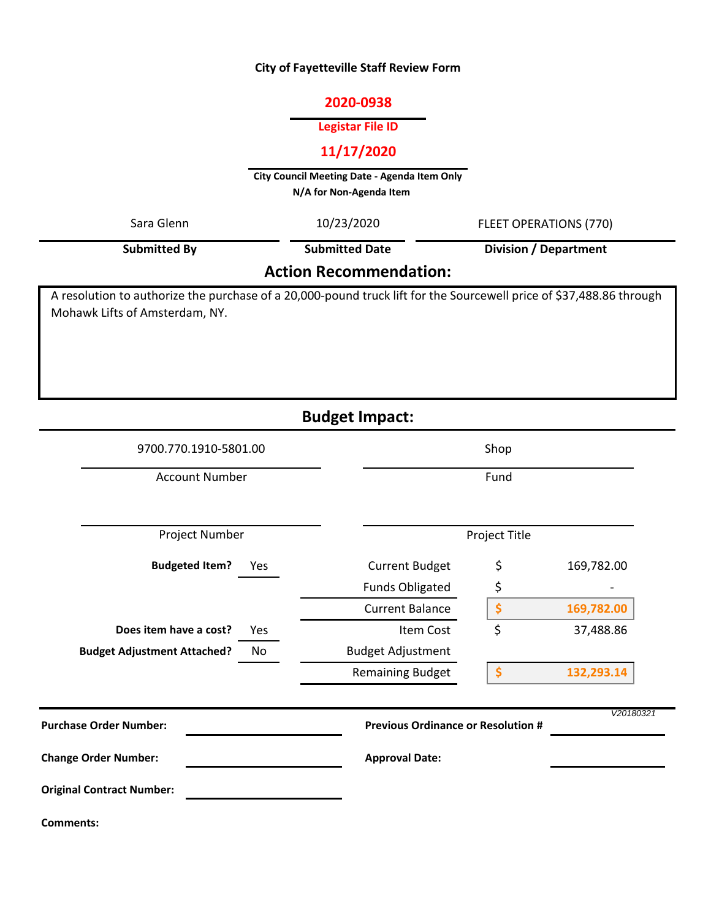**City of Fayetteville Staff Review Form**

**2020-0938**

**Legistar File ID**

**11/17/2020**

**City Council Meeting Date - Agenda Item Only**
**N/A for Non-Agenda Item**

| Submitted By | Submitted Date | Division / Department |
|---|---|---|
| Sara Glenn | 10/23/2020 | FLEET OPERATIONS (770) |

## Action Recommendation:

A resolution to authorize the purchase of a 20,000-pound truck lift for the Sourcewell price of $37,488.86 through Mohawk Lifts of Amsterdam, NY.

## Budget Impact:

| Account Number | Fund |
|---|---|
| 9700.770.1910-5801.00 | Shop |

| Project Number | Project Title |
|---|---|
| | |

| | | | |
|---|---|---|---|
| **Budgeted Item?** | Yes | Current Budget | $ 169,782.00 |
| | | Funds Obligated | $ - |
| | | Current Balance | $ 169,782.00 |
| **Does item have a cost?** | Yes | Item Cost | $ 37,488.86 |
| **Budget Adjustment Attached?** | No | Budget Adjustment | |
| | | Remaining Budget | $ 132,293.14 |

*V20180321*

**Purchase Order Number:**

**Previous Ordinance or Resolution #**

**Change Order Number:**

**Approval Date:**

**Original Contract Number:**

**Comments:**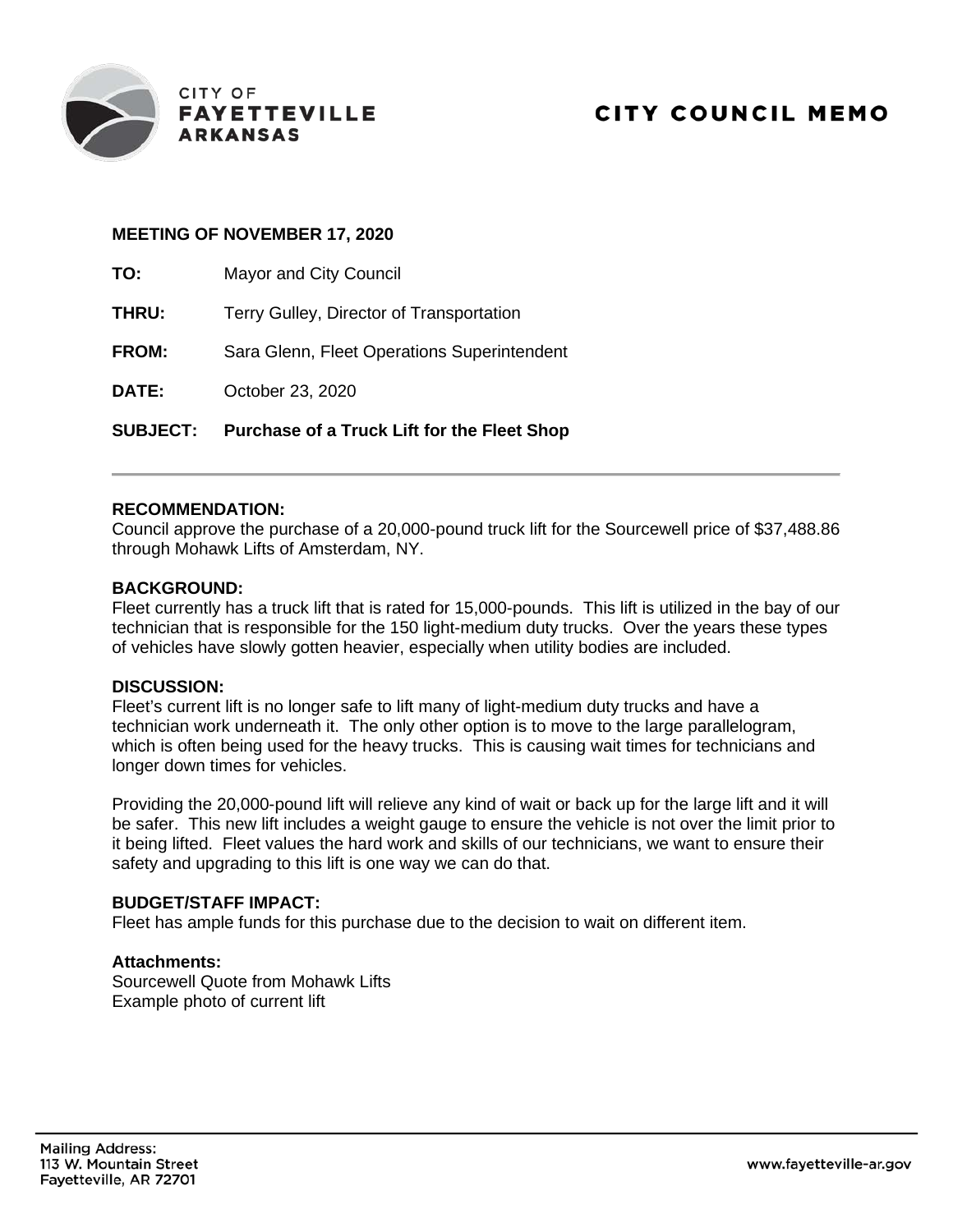CITY OF
**FAYETTEVILLE**
**ARKANSAS**

# CITY COUNCIL MEMO

**MEETING OF NOVEMBER 17, 2020**

**TO:** Mayor and City Council

**THRU:** Terry Gulley, Director of Transportation

**FROM:** Sara Glenn, Fleet Operations Superintendent

**DATE:** October 23, 2020

**SUBJECT: Purchase of a Truck Lift for the Fleet Shop**

---

**RECOMMENDATION:**
Council approve the purchase of a 20,000-pound truck lift for the Sourcewell price of $37,488.86 through Mohawk Lifts of Amsterdam, NY.

**BACKGROUND:**
Fleet currently has a truck lift that is rated for 15,000-pounds. This lift is utilized in the bay of our technician that is responsible for the 150 light-medium duty trucks. Over the years these types of vehicles have slowly gotten heavier, especially when utility bodies are included.

**DISCUSSION:**
Fleet's current lift is no longer safe to lift many of light-medium duty trucks and have a technician work underneath it. The only other option is to move to the large parallelogram, which is often being used for the heavy trucks. This is causing wait times for technicians and longer down times for vehicles.

Providing the 20,000-pound lift will relieve any kind of wait or back up for the large lift and it will be safer. This new lift includes a weight gauge to ensure the vehicle is not over the limit prior to it being lifted. Fleet values the hard work and skills of our technicians, we want to ensure their safety and upgrading to this lift is one way we can do that.

**BUDGET/STAFF IMPACT:**
Fleet has ample funds for this purchase due to the decision to wait on different item.

**Attachments:**
Sourcewell Quote from Mohawk Lifts
Example photo of current lift

Mailing Address:
113 W. Mountain Street
Fayetteville, AR 72701

www.fayetteville-ar.gov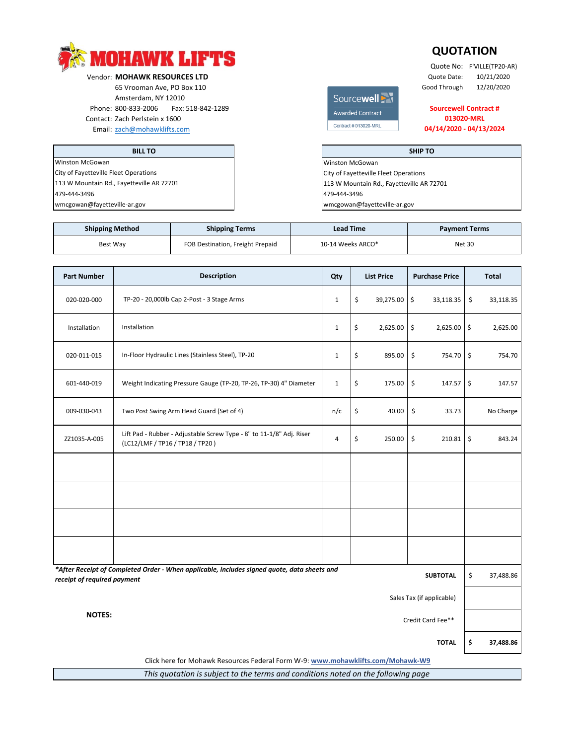# MOHAWK LIFTS

Vendor: **MOHAWK RESOURCES LTD**
65 Vrooman Ave, PO Box 110
Amsterdam, NY 12010
Phone: 800-833-2006 Fax: 518-842-1289
Contact: Zach Perlstein x 1600
Email: zach@mohawklifts.com

Sourcewell
Awarded Contract
Contract # 013020-MRL

## QUOTATION

Quote No: F'VILLE(TP20-AR)
Quote Date: 10/21/2020
Good Through 12/20/2020

**Sourcewell Contract # 013020-MRL 04/14/2020 - 04/13/2024**

| BILL TO |
|---|
| Winston McGowan |
| City of Fayetteville Fleet Operations |
| 113 W Mountain Rd., Fayetteville AR 72701 |
| 479-444-3496 |
| wmcgowan@fayetteville-ar.gov |

| SHIP TO |
|---|
| Winston McGowan |
| City of Fayetteville Fleet Operations |
| 113 W Mountain Rd., Fayetteville AR 72701 |
| 479-444-3496 |
| wmcgowan@fayetteville-ar.gov |

| Shipping Method | Shipping Terms | Lead Time | Payment Terms |
|---|---|---|---|
| Best Way | FOB Destination, Freight Prepaid | 10-14 Weeks ARCO* | Net 30 |

| Part Number | Description | Qty | List Price | Purchase Price | Total |
|---|---|---|---|---|---|
| 020-020-000 | TP-20 - 20,000lb Cap 2-Post - 3 Stage Arms | 1 | $ 39,275.00 | $ 33,118.35 | $ 33,118.35 |
| Installation | Installation | 1 | $ 2,625.00 | $ 2,625.00 | $ 2,625.00 |
| 020-011-015 | In-Floor Hydraulic Lines (Stainless Steel), TP-20 | 1 | $ 895.00 | $ 754.70 | $ 754.70 |
| 601-440-019 | Weight Indicating Pressure Gauge (TP-20, TP-26, TP-30) 4" Diameter | 1 | $ 175.00 | $ 147.57 | $ 147.57 |
| 009-030-043 | Two Post Swing Arm Head Guard (Set of 4) | n/c | $ 40.00 | $ 33.73 | No Charge |
| ZZ1035-A-005 | Lift Pad - Rubber - Adjustable Screw Type - 8" to 11-1/8" Adj. Riser (LC12/LMF / TP16 / TP18 / TP20 ) | 4 | $ 250.00 | $ 210.81 | $ 843.24 |
| | | | | | |
| | | | | | |
| | | | | | |
| | | | | | |

***After Receipt of Completed Order - When applicable, includes signed quote, data sheets and receipt of required payment***

| | |
|---|---|
| **SUBTOTAL** | $ 37,488.86 |
| Sales Tax (if applicable) | |
| Credit Card Fee** | |
| **TOTAL** | **$ 37,488.86** |

**NOTES:**

Click here for Mohawk Resources Federal Form W-9: **www.mohawklifts.com/Mohawk-W9**

*This quotation is subject to the terms and conditions noted on the following page*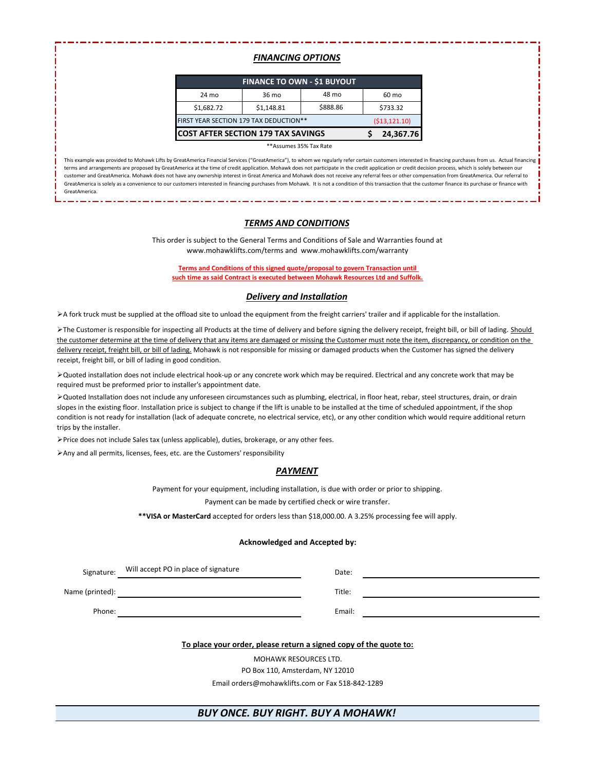## *FINANCING OPTIONS*

| FINANCE TO OWN - $1 BUYOUT | | | |
|---|---|---|---|
| 24 mo | 36 mo | 48 mo | 60 mo |
| $1,682.72 | $1,148.81 | $888.86 | $733.32 |
| FIRST YEAR SECTION 179 TAX DEDUCTION** | | | ($13,121.10) |
| **COST AFTER SECTION 179 TAX SAVINGS** | | | **$ 24,367.76** |

**Assumes 35% Tax Rate

This example was provided to Mohawk Lifts by GreatAmerica Financial Services ("GreatAmerica"), to whom we regularly refer certain customers interested in financing purchases from us. Actual financing terms and arrangements are proposed by GreatAmerica at the time of credit application. Mohawk does not participate in the credit application or credit decision process, which is solely between our customer and GreatAmerica. Mohawk does not have any ownership interest in Great America and Mohawk does not receive any referral fees or other compensation from GreatAmerica. Our referral to GreatAmerica is solely as a convenience to our customers interested in financing purchases from Mohawk. It is not a condition of this transaction that the customer finance its purchase or finance with GreatAmerica.

## *TERMS AND CONDITIONS*

This order is subject to the General Terms and Conditions of Sale and Warranties found at www.mohawklifts.com/terms and www.mohawklifts.com/warranty

**Terms and Conditions of this signed quote/proposal to govern Transaction until such time as said Contract is executed between Mohawk Resources Ltd and Suffolk.**

## *Delivery and Installation*

- A fork truck must be supplied at the offload site to unload the equipment from the freight carriers' trailer and if applicable for the installation.
- The Customer is responsible for inspecting all Products at the time of delivery and before signing the delivery receipt, freight bill, or bill of lading. Should the customer determine at the time of delivery that any items are damaged or missing the Customer must note the item, discrepancy, or condition on the delivery receipt, freight bill, or bill of lading. Mohawk is not responsible for missing or damaged products when the Customer has signed the delivery receipt, freight bill, or bill of lading in good condition.
- Quoted installation does not include electrical hook-up or any concrete work which may be required. Electrical and any concrete work that may be required must be preformed prior to installer's appointment date.
- Quoted Installation does not include any unforeseen circumstances such as plumbing, electrical, in floor heat, rebar, steel structures, drain, or drain slopes in the existing floor. Installation price is subject to change if the lift is unable to be installed at the time of scheduled appointment, if the shop condition is not ready for installation (lack of adequate concrete, no electrical service, etc), or any other condition which would require additional return trips by the installer.
- Price does not include Sales tax (unless applicable), duties, brokerage, or any other fees.
- Any and all permits, licenses, fees, etc. are the Customers' responsibility

## *PAYMENT*

Payment for your equipment, including installation, is due with order or prior to shipping.

Payment can be made by certified check or wire transfer.

****VISA or MasterCard** accepted for orders less than $18,000.00. A 3.25% processing fee will apply.

**Acknowledged and Accepted by:**

Signature: Will accept PO in place of signature

Date: ______________________

Name (printed): ______________________

Title: ______________________

Phone: ______________________

Email: ______________________

**To place your order, please return a signed copy of the quote to:**

MOHAWK RESOURCES LTD.

PO Box 110, Amsterdam, NY 12010

Email orders@mohawklifts.com or Fax 518-842-1289

***BUY ONCE. BUY RIGHT. BUY A MOHAWK!***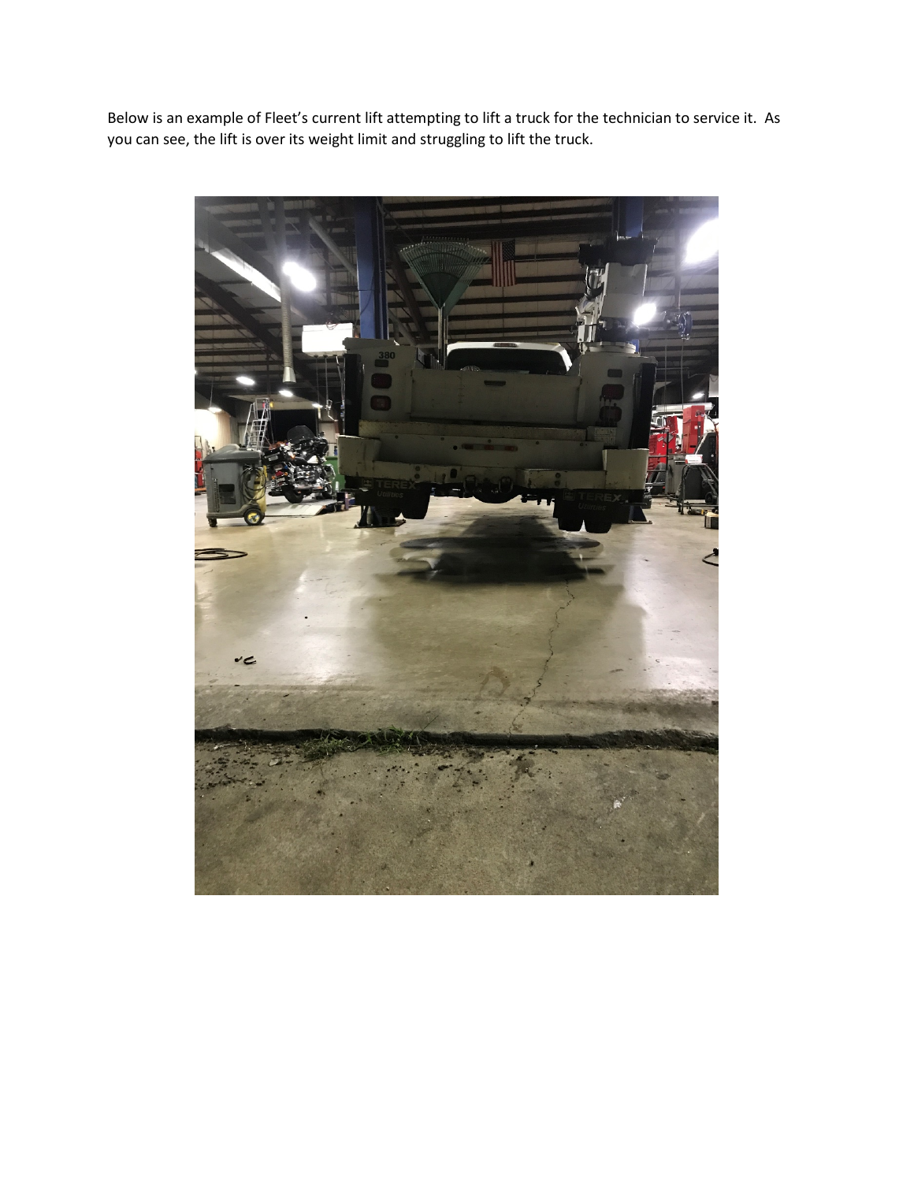Below is an example of Fleet's current lift attempting to lift a truck for the technician to service it. As you can see, the lift is over its weight limit and struggling to lift the truck.